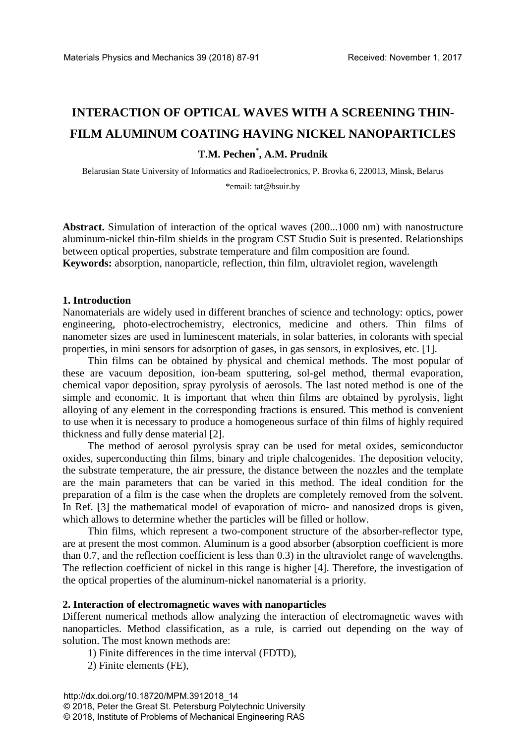# INTERACTION OF OPTICAL WAVES WITH A SCREENING THIN-FILM ALUMINUM COATING HAVING NICKEL NANOPARTICLES

**T.M. Pechen*, A.M. Prudnik**

Belarusian State University of Informatics and Radioelectronics, P. Brovka 6, 220013, Minsk, Belarus

*email: tat@bsuir.by

**Abstract.** Simulation of interaction of the optical waves (200...1000 nm) with nanostructure aluminum-nickel thin-film shields in the program CST Studio Suit is presented. Relationships between optical properties, substrate temperature and film composition are found.

**Keywords:** absorption, nanoparticle, reflection, thin film, ultraviolet region, wavelength

## 1. Introduction

Nanomaterials are widely used in different branches of science and technology: optics, power engineering, photo-electrochemistry, electronics, medicine and others. Thin films of nanometer sizes are used in luminescent materials, in solar batteries, in colorants with special properties, in mini sensors for adsorption of gases, in gas sensors, in explosives, etc. [1].

Thin films can be obtained by physical and chemical methods. The most popular of these are vacuum deposition, ion-beam sputtering, sol-gel method, thermal evaporation, chemical vapor deposition, spray pyrolysis of aerosols. The last noted method is one of the simple and economic. It is important that when thin films are obtained by pyrolysis, light alloying of any element in the corresponding fractions is ensured. This method is convenient to use when it is necessary to produce a homogeneous surface of thin films of highly required thickness and fully dense material [2].

The method of aerosol pyrolysis spray can be used for metal oxides, semiconductor oxides, superconducting thin films, binary and triple chalcogenides. The deposition velocity, the substrate temperature, the air pressure, the distance between the nozzles and the template are the main parameters that can be varied in this method. The ideal condition for the preparation of a film is the case when the droplets are completely removed from the solvent. In Ref. [3] the mathematical model of evaporation of micro- and nanosized drops is given, which allows to determine whether the particles will be filled or hollow.

Thin films, which represent a two-component structure of the absorber-reflector type, are at present the most common. Aluminum is a good absorber (absorption coefficient is more than 0.7, and the reflection coefficient is less than 0.3) in the ultraviolet range of wavelengths. The reflection coefficient of nickel in this range is higher [4]. Therefore, the investigation of the optical properties of the aluminum-nickel nanomaterial is a priority.

## 2. Interaction of electromagnetic waves with nanoparticles

Different numerical methods allow analyzing the interaction of electromagnetic waves with nanoparticles. Method classification, as a rule, is carried out depending on the way of solution. The most known methods are:

1) Finite differences in the time interval (FDTD),

2) Finite elements (FE),

http://dx.doi.org/10.18720/MPM.3912018_14
© 2018, Peter the Great St. Petersburg Polytechnic University
© 2018, Institute of Problems of Mechanical Engineering RAS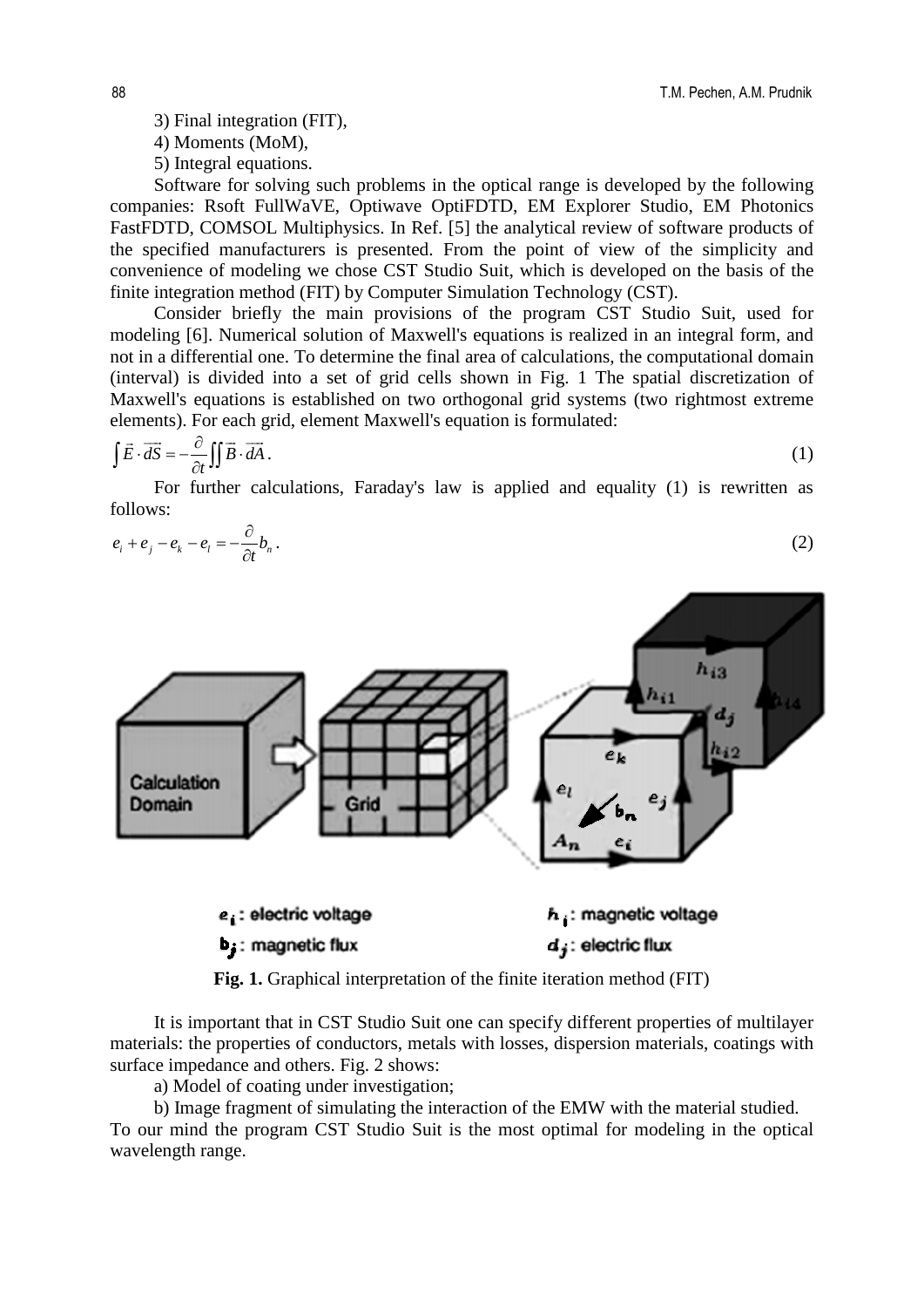3) Final integration (FIT),

4) Moments (MoM),

5) Integral equations.

Software for solving such problems in the optical range is developed by the following companies: Rsoft FullWaVE, Optiwave OptiFDTD, EM Explorer Studio, EM Photonics FastFDTD, COMSOL Multiphysics. In Ref. [5] the analytical review of software products of the specified manufacturers is presented. From the point of view of the simplicity and convenience of modeling we chose CST Studio Suit, which is developed on the basis of the finite integration method (FIT) by Computer Simulation Technology (CST).

Consider briefly the main provisions of the program CST Studio Suit, used for modeling [6]. Numerical solution of Maxwell's equations is realized in an integral form, and not in a differential one. To determine the final area of calculations, the computational domain (interval) is divided into a set of grid cells shown in Fig. 1 The spatial discretization of Maxwell's equations is established on two orthogonal grid systems (two rightmost extreme elements). For each grid, element Maxwell's equation is formulated:

$$\int \vec{E} \cdot \overrightarrow{dS} = -\frac{\partial}{\partial t} \iint \vec{B} \cdot \overrightarrow{dA}. \tag{1}$$

For further calculations, Faraday's law is applied and equality (1) is rewritten as follows:

$$e_i + e_j - e_k - e_l = -\frac{\partial}{\partial t} b_n. \tag{2}$$

$e_i$: electric voltage $\qquad$ $h_i$: magnetic voltage

$b_j$: magnetic flux $\qquad$ $d_j$: electric flux

**Fig. 1.** Graphical interpretation of the finite iteration method (FIT)

It is important that in CST Studio Suit one can specify different properties of multilayer materials: the properties of conductors, metals with losses, dispersion materials, coatings with surface impedance and others. Fig. 2 shows:

a) Model of coating under investigation;

b) Image fragment of simulating the interaction of the EMW with the material studied.

To our mind the program CST Studio Suit is the most optimal for modeling in the optical wavelength range.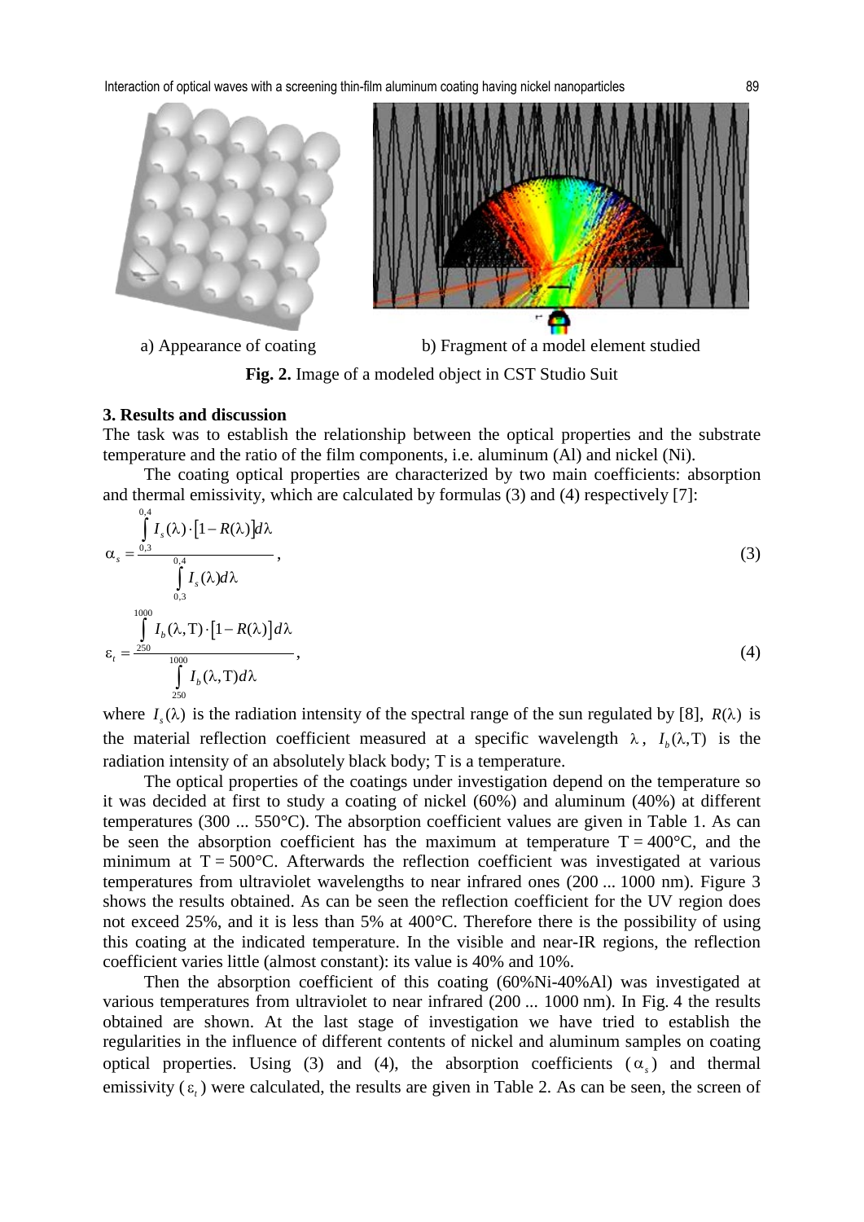a) Appearance of coating  b) Fragment of a model element studied

**Fig. 2.** Image of a modeled object in CST Studio Suit

### 3. Results and discussion

The task was to establish the relationship between the optical properties and the substrate temperature and the ratio of the film components, i.e. aluminum (Al) and nickel (Ni).

The coating optical properties are characterized by two main coefficients: absorption and thermal emissivity, which are calculated by formulas (3) and (4) respectively [7]:

$$\alpha_s = \frac{\int_{0,3}^{0,4} I_s(\lambda)\cdot\left[1-R(\lambda)\right]d\lambda}{\int_{0,3}^{0,4} I_s(\lambda)d\lambda}, \tag{3}$$

$$\varepsilon_t = \frac{\int_{250}^{1000} I_b(\lambda,\mathrm{T})\cdot\left[1-R(\lambda)\right]d\lambda}{\int_{250}^{1000} I_b(\lambda,\mathrm{T})d\lambda}, \tag{4}$$

where $I_s(\lambda)$ is the radiation intensity of the spectral range of the sun regulated by [8], $R(\lambda)$ is the material reflection coefficient measured at a specific wavelength $\lambda$, $I_b(\lambda,\mathrm{T})$ is the radiation intensity of an absolutely black body; T is a temperature.

The optical properties of the coatings under investigation depend on the temperature so it was decided at first to study a coating of nickel (60%) and aluminum (40%) at different temperatures (300 ... 550°C). The absorption coefficient values are given in Table 1. As can be seen the absorption coefficient has the maximum at temperature T = 400°C, and the minimum at T = 500°C. Afterwards the reflection coefficient was investigated at various temperatures from ultraviolet wavelengths to near infrared ones (200 ... 1000 nm). Figure 3 shows the results obtained. As can be seen the reflection coefficient for the UV region does not exceed 25%, and it is less than 5% at 400°C. Therefore there is the possibility of using this coating at the indicated temperature. In the visible and near-IR regions, the reflection coefficient varies little (almost constant): its value is 40% and 10%.

Then the absorption coefficient of this coating (60%Ni-40%Al) was investigated at various temperatures from ultraviolet to near infrared (200 ... 1000 nm). In Fig. 4 the results obtained are shown. At the last stage of investigation we have tried to establish the regularities in the influence of different contents of nickel and aluminum samples on coating optical properties. Using (3) and (4), the absorption coefficients ($\alpha_s$) and thermal emissivity ($\varepsilon_t$) were calculated, the results are given in Table 2. As can be seen, the screen of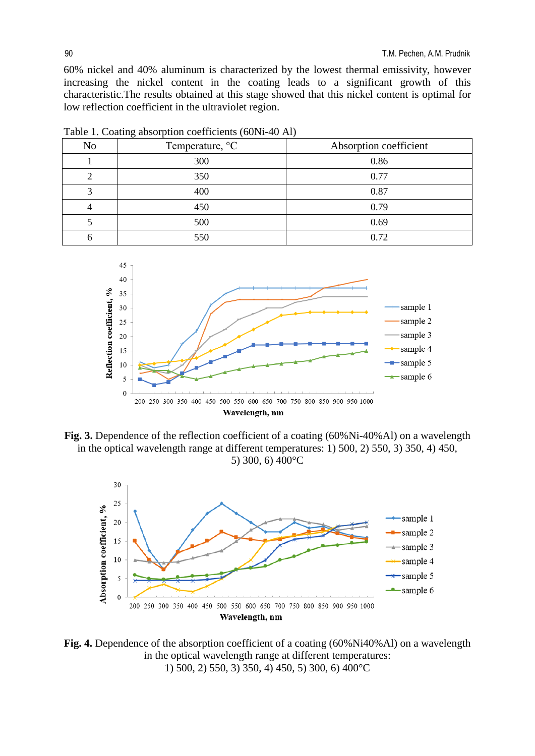60% nickel and 40% aluminum is characterized by the lowest thermal emissivity, however increasing the nickel content in the coating leads to a significant growth of this characteristic.The results obtained at this stage showed that this nickel content is optimal for low reflection coefficient in the ultraviolet region.

Table 1. Coating absorption coefficients (60Ni-40 Al)

| No | Temperature, °C | Absorption coefficient |
|---|---|---|
| 1 | 300 | 0.86 |
| 2 | 350 | 0.77 |
| 3 | 400 | 0.87 |
| 4 | 450 | 0.79 |
| 5 | 500 | 0.69 |
| 6 | 550 | 0.72 |

**Fig. 3.** Dependence of the reflection coefficient of a coating (60%Ni-40%Al) on a wavelength in the optical wavelength range at different temperatures: 1) 500, 2) 550, 3) 350, 4) 450, 5) 300, 6) 400°C

**Fig. 4.** Dependence of the absorption coefficient of a coating (60%Ni40%Al) on a wavelength in the optical wavelength range at different temperatures: 1) 500, 2) 550, 3) 350, 4) 450, 5) 300, 6) 400°C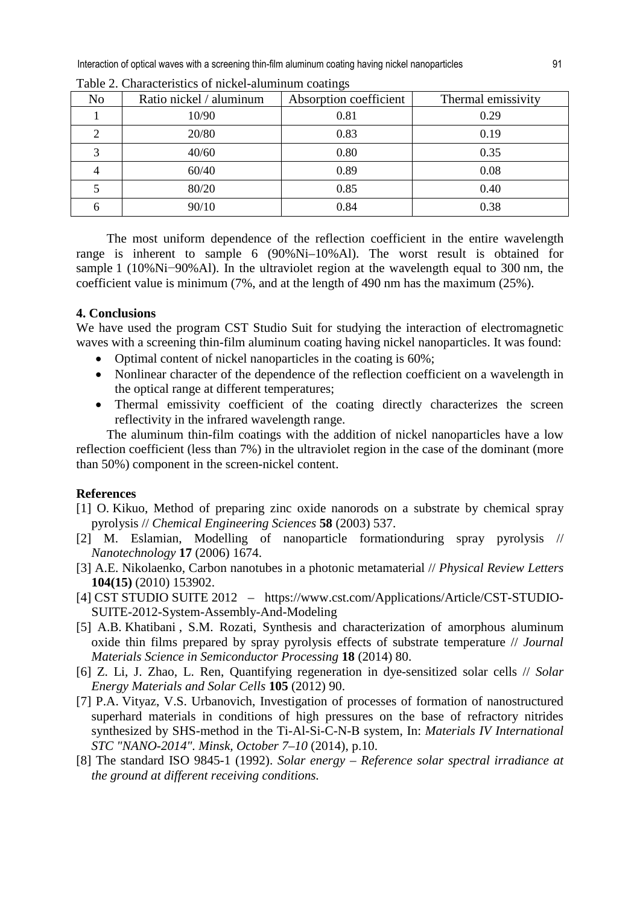Table 2. Characteristics of nickel-aluminum coatings

| No | Ratio nickel / aluminum | Absorption coefficient | Thermal emissivity |
|---|---|---|---|
| 1 | 10/90 | 0.81 | 0.29 |
| 2 | 20/80 | 0.83 | 0.19 |
| 3 | 40/60 | 0.80 | 0.35 |
| 4 | 60/40 | 0.89 | 0.08 |
| 5 | 80/20 | 0.85 | 0.40 |
| 6 | 90/10 | 0.84 | 0.38 |

The most uniform dependence of the reflection coefficient in the entire wavelength range is inherent to sample 6 (90%Ni–10%Al). The worst result is obtained for sample 1 (10%Ni−90%Al). In the ultraviolet region at the wavelength equal to 300 nm, the coefficient value is minimum (7%, and at the length of 490 nm has the maximum (25%).

## 4. Conclusions

We have used the program CST Studio Suit for studying the interaction of electromagnetic waves with a screening thin-film aluminum coating having nickel nanoparticles. It was found:

- Optimal content of nickel nanoparticles in the coating is 60%;
- Nonlinear character of the dependence of the reflection coefficient on a wavelength in the optical range at different temperatures;
- Thermal emissivity coefficient of the coating directly characterizes the screen reflectivity in the infrared wavelength range.

The aluminum thin-film coatings with the addition of nickel nanoparticles have a low reflection coefficient (less than 7%) in the ultraviolet region in the case of the dominant (more than 50%) component in the screen-nickel content.

## References

[1] O. Kikuo, Method of preparing zinc oxide nanorods on a substrate by chemical spray pyrolysis // *Chemical Engineering Sciences* **58** (2003) 537.

[2] M. Eslamian, Modelling of nanoparticle formationduring spray pyrolysis // *Nanotechnology* **17** (2006) 1674.

[3] A.E. Nikolaenko, Carbon nanotubes in a photonic metamaterial // *Physical Review Letters* **104(15)** (2010) 153902.

[4] CST STUDIO SUITE 2012 – https://www.cst.com/Applications/Article/CST-STUDIO-SUITE-2012-System-Assembly-And-Modeling

[5] A.B. Khatibani , S.M. Rozati, Synthesis and characterization of amorphous aluminum oxide thin films prepared by spray pyrolysis effects of substrate temperature // *Journal Materials Science in Semiconductor Processing* **18** (2014) 80.

[6] Z. Li, J. Zhao, L. Ren, Quantifying regeneration in dye-sensitized solar cells // *Solar Energy Materials and Solar Cells* **105** (2012) 90.

[7] P.A. Vityaz, V.S. Urbanovich, Investigation of processes of formation of nanostructured superhard materials in conditions of high pressures on the base of refractory nitrides synthesized by SHS-method in the Ti-Al-Si-C-N-B system, In: *Materials IV International STC "NANO-2014". Minsk, October 7–10* (2014), p.10.

[8] The standard ISO 9845-1 (1992). *Solar energy – Reference solar spectral irradiance at the ground at different receiving conditions.*